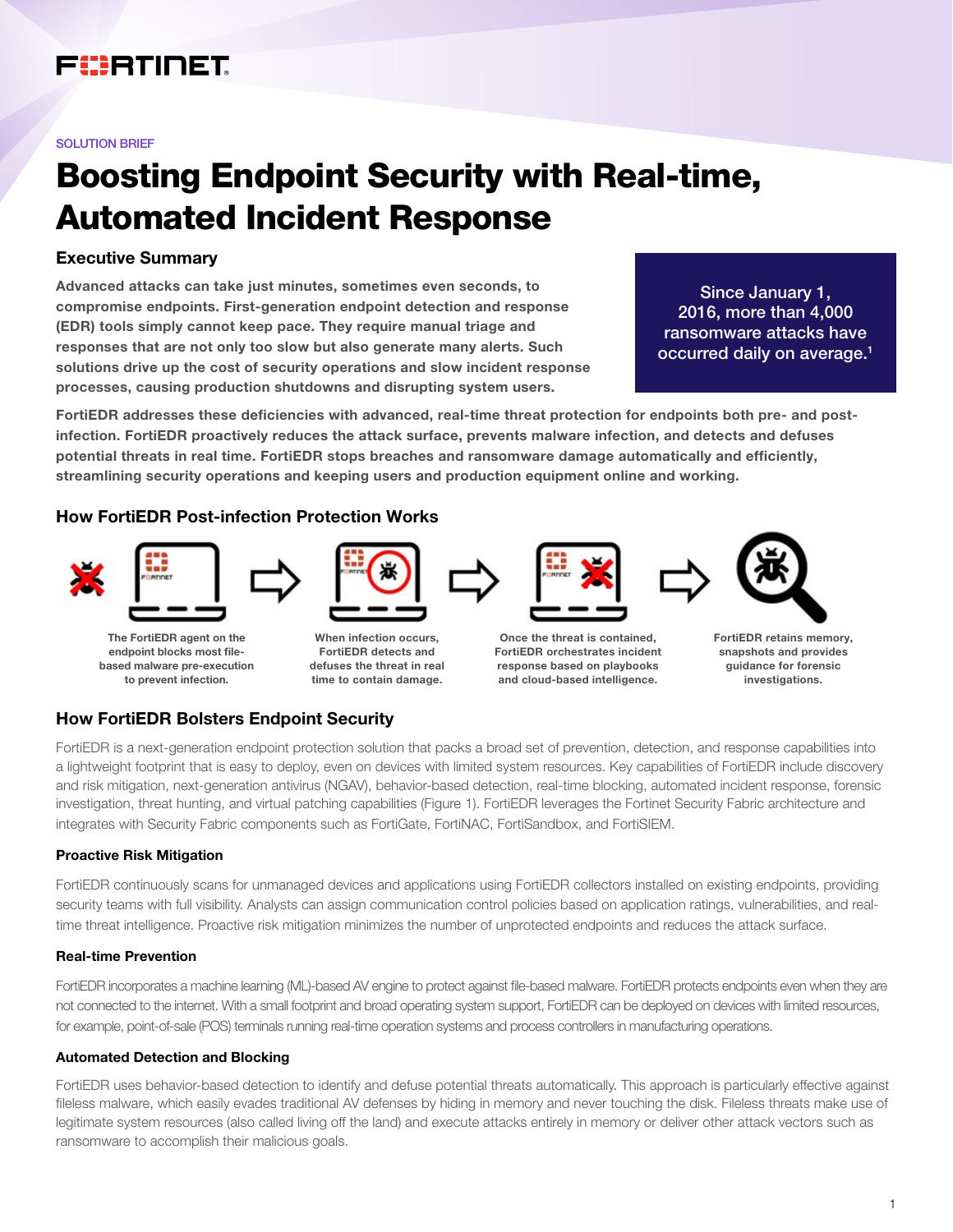SOLUTION BRIEF

# Boosting Endpoint Security with Real-time, Automated Incident Response

## Executive Summary

**Advanced attacks can take just minutes, sometimes even seconds, to compromise endpoints. First-generation endpoint detection and response (EDR) tools simply cannot keep pace. They require manual triage and responses that are not only too slow but also generate many alerts. Such solutions drive up the cost of security operations and slow incident response processes, causing production shutdowns and disrupting system users.**

Since January 1, 2016, more than 4,000 ransomware attacks have occurred daily on average.[1]

**FortiEDR addresses these deficiencies with advanced, real-time threat protection for endpoints both pre- and post-infection. FortiEDR proactively reduces the attack surface, prevents malware infection, and detects and defuses potential threats in real time. FortiEDR stops breaches and ransomware damage automatically and efficiently, streamlining security operations and keeping users and production equipment online and working.**

## How FortiEDR Post-infection Protection Works

**The FortiEDR agent on the endpoint blocks most file-based malware pre-execution to prevent infection.**

**When infection occurs, FortiEDR detects and defuses the threat in real time to contain damage.**

**Once the threat is contained, FortiEDR orchestrates incident response based on playbooks and cloud-based intelligence.**

**FortiEDR retains memory, snapshots and provides guidance for forensic investigations.**

## How FortiEDR Bolsters Endpoint Security

FortiEDR is a next-generation endpoint protection solution that packs a broad set of prevention, detection, and response capabilities into a lightweight footprint that is easy to deploy, even on devices with limited system resources. Key capabilities of FortiEDR include discovery and risk mitigation, next-generation antivirus (NGAV), behavior-based detection, real-time blocking, automated incident response, forensic investigation, threat hunting, and virtual patching capabilities (Figure 1). FortiEDR leverages the Fortinet Security Fabric architecture and integrates with Security Fabric components such as FortiGate, FortiNAC, FortiSandbox, and FortiSIEM.

### Proactive Risk Mitigation

FortiEDR continuously scans for unmanaged devices and applications using FortiEDR collectors installed on existing endpoints, providing security teams with full visibility. Analysts can assign communication control policies based on application ratings, vulnerabilities, and real-time threat intelligence. Proactive risk mitigation minimizes the number of unprotected endpoints and reduces the attack surface.

### Real-time Prevention

FortiEDR incorporates a machine learning (ML)-based AV engine to protect against file-based malware. FortiEDR protects endpoints even when they are not connected to the internet. With a small footprint and broad operating system support, FortiEDR can be deployed on devices with limited resources, for example, point-of-sale (POS) terminals running real-time operation systems and process controllers in manufacturing operations.

### Automated Detection and Blocking

FortiEDR uses behavior-based detection to identify and defuse potential threats automatically. This approach is particularly effective against fileless malware, which easily evades traditional AV defenses by hiding in memory and never touching the disk. Fileless threats make use of legitimate system resources (also called living off the land) and execute attacks entirely in memory or deliver other attack vectors such as ransomware to accomplish their malicious goals.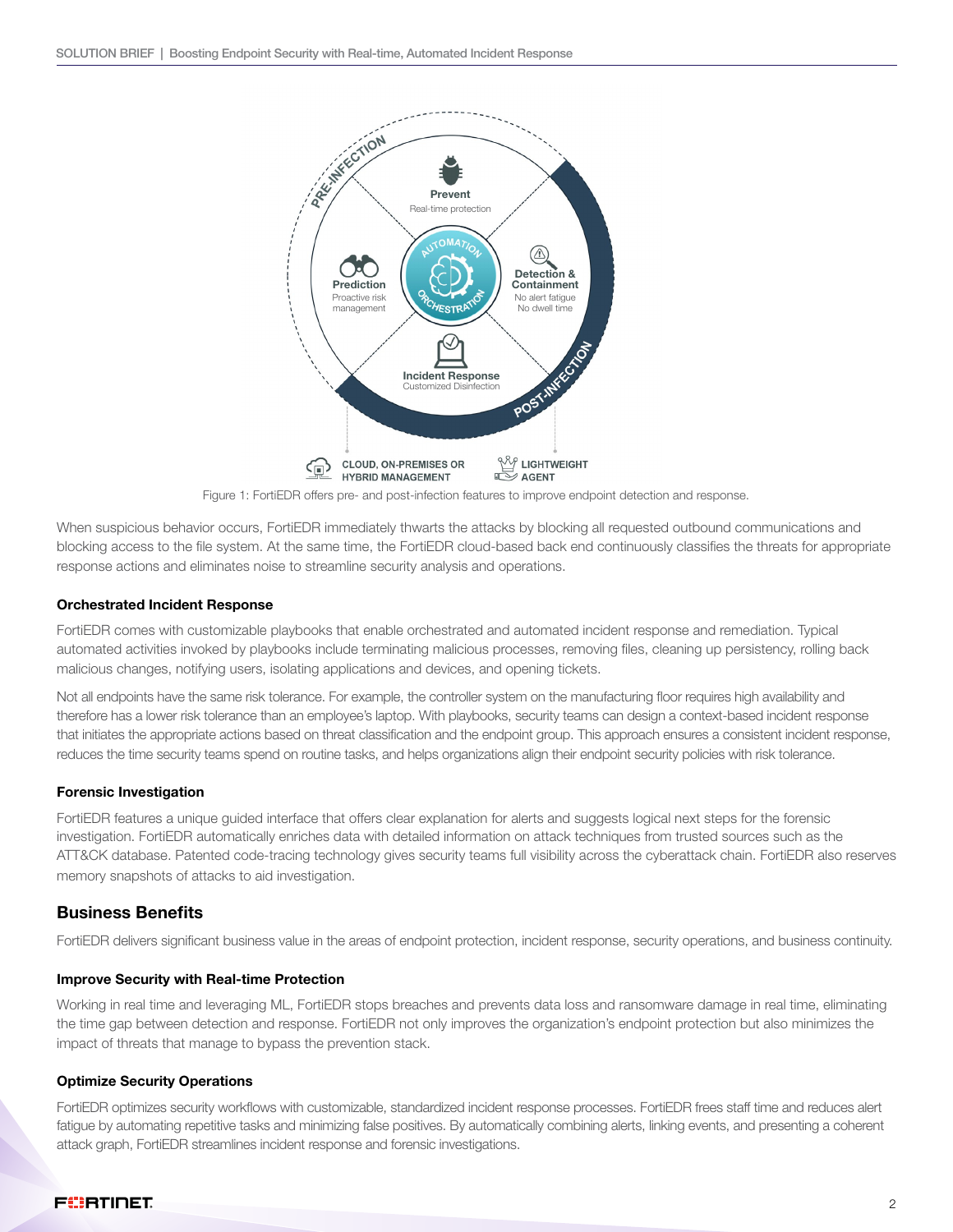Figure 1: FortiEDR offers pre- and post-infection features to improve endpoint detection and response.

When suspicious behavior occurs, FortiEDR immediately thwarts the attacks by blocking all requested outbound communications and blocking access to the file system. At the same time, the FortiEDR cloud-based back end continuously classifies the threats for appropriate response actions and eliminates noise to streamline security analysis and operations.

### Orchestrated Incident Response

FortiEDR comes with customizable playbooks that enable orchestrated and automated incident response and remediation. Typical automated activities invoked by playbooks include terminating malicious processes, removing files, cleaning up persistency, rolling back malicious changes, notifying users, isolating applications and devices, and opening tickets.

Not all endpoints have the same risk tolerance. For example, the controller system on the manufacturing floor requires high availability and therefore has a lower risk tolerance than an employee's laptop. With playbooks, security teams can design a context-based incident response that initiates the appropriate actions based on threat classification and the endpoint group. This approach ensures a consistent incident response, reduces the time security teams spend on routine tasks, and helps organizations align their endpoint security policies with risk tolerance.

### Forensic Investigation

FortiEDR features a unique guided interface that offers clear explanation for alerts and suggests logical next steps for the forensic investigation. FortiEDR automatically enriches data with detailed information on attack techniques from trusted sources such as the ATT&CK database. Patented code-tracing technology gives security teams full visibility across the cyberattack chain. FortiEDR also reserves memory snapshots of attacks to aid investigation.

## Business Benefits

FortiEDR delivers significant business value in the areas of endpoint protection, incident response, security operations, and business continuity.

### Improve Security with Real-time Protection

Working in real time and leveraging ML, FortiEDR stops breaches and prevents data loss and ransomware damage in real time, eliminating the time gap between detection and response. FortiEDR not only improves the organization's endpoint protection but also minimizes the impact of threats that manage to bypass the prevention stack.

### Optimize Security Operations

FortiEDR optimizes security workflows with customizable, standardized incident response processes. FortiEDR frees staff time and reduces alert fatigue by automating repetitive tasks and minimizing false positives. By automatically combining alerts, linking events, and presenting a coherent attack graph, FortiEDR streamlines incident response and forensic investigations.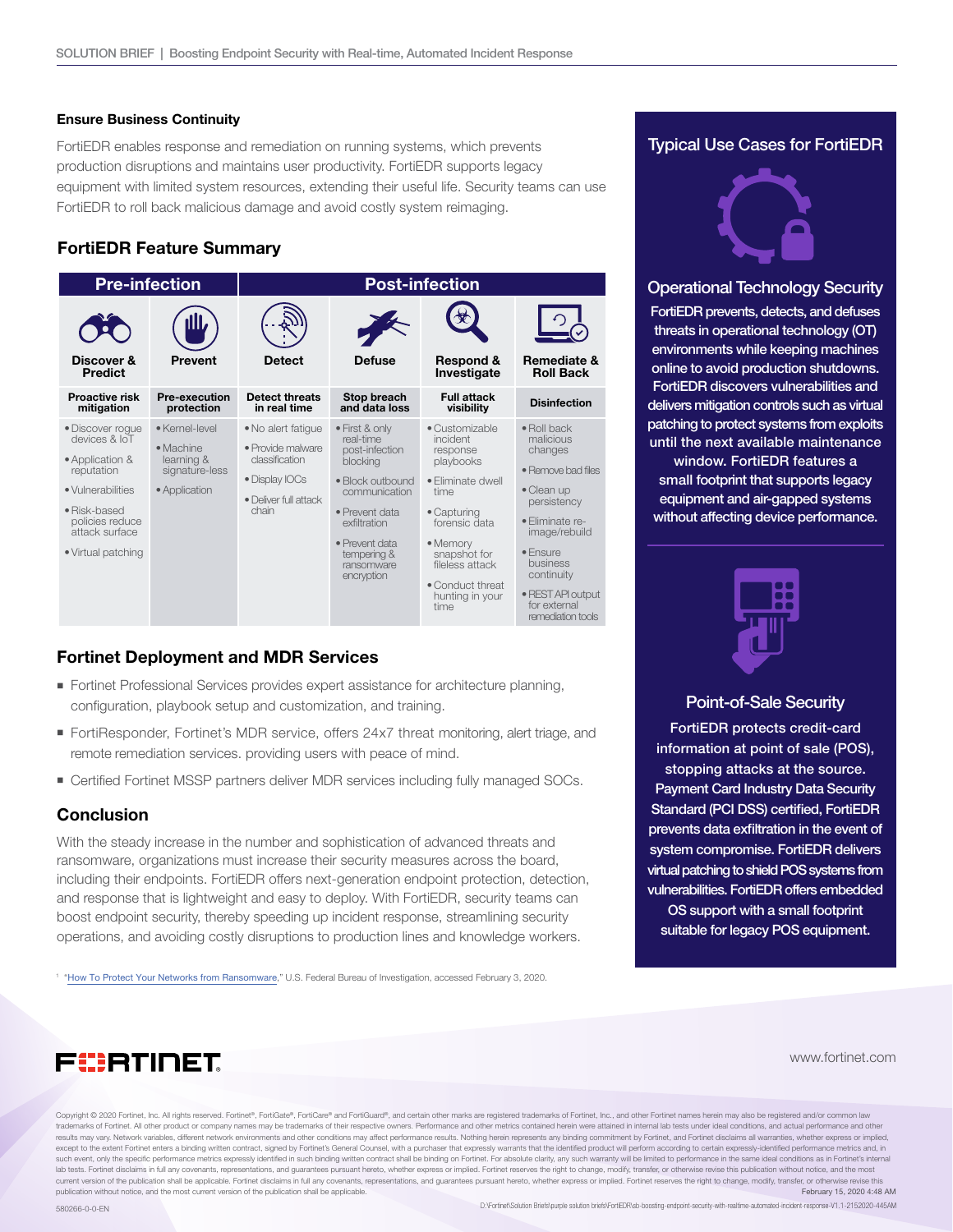### Ensure Business Continuity

FortiEDR enables response and remediation on running systems, which prevents production disruptions and maintains user productivity. FortiEDR supports legacy equipment with limited system resources, extending their useful life. Security teams can use FortiEDR to roll back malicious damage and avoid costly system reimaging.

## FortiEDR Feature Summary

| Pre-infection | | Post-infection | | | |
|---|---|---|---|---|---|
| **Discover & Predict** | **Prevent** | **Detect** | **Defuse** | **Respond & Investigate** | **Remediate & Roll Back** |
| **Proactive risk mitigation** | **Pre-execution protection** | **Detect threats in real time** | **Stop breach and data loss** | **Full attack visibility** | **Disinfection** |
| • Discover rogue devices & IoT<br>• Application & reputation<br>• Vulnerabilities<br>• Risk-based policies reduce attack surface<br>• Virtual patching | • Kernel-level<br>• Machine learning & signature-less<br>• Application | • No alert fatigue<br>• Provide malware classification<br>• Display IOCs<br>• Deliver full attack chain | • First & only real-time post-infection blocking<br>• Block outbound communication<br>• Prevent data exfiltration<br>• Prevent data tempering & ransomware encryption | • Customizable incident response playbooks<br>• Eliminate dwell time<br>• Capturing forensic data<br>• Memory snapshot for fileless attack<br>• Conduct threat hunting in your time | • Roll back malicious changes<br>• Remove bad files<br>• Clean up persistency<br>• Eliminate re-image/rebuild<br>• Ensure business continuity<br>• REST API output for external remediation tools |

### Fortinet Deployment and MDR Services

- Fortinet Professional Services provides expert assistance for architecture planning, configuration, playbook setup and customization, and training.
- FortiResponder, Fortinet's MDR service, offers 24x7 threat monitoring, alert triage, and remote remediation services. providing users with peace of mind.
- Certified Fortinet MSSP partners deliver MDR services including fully managed SOCs.

### Conclusion

With the steady increase in the number and sophistication of advanced threats and ransomware, organizations must increase their security measures across the board, including their endpoints. FortiEDR offers next-generation endpoint protection, detection, and response that is lightweight and easy to deploy. With FortiEDR, security teams can boost endpoint security, thereby speeding up incident response, streamlining security operations, and avoiding costly disruptions to production lines and knowledge workers.

### Typical Use Cases for FortiEDR

#### Operational Technology Security

FortiEDR prevents, detects, and defuses threats in operational technology (OT) environments while keeping machines online to avoid production shutdowns. FortiEDR discovers vulnerabilities and delivers mitigation controls such as virtual patching to protect systems from exploits until the next available maintenance window. FortiEDR features a small footprint that supports legacy equipment and air-gapped systems without affecting device performance.

#### Point-of-Sale Security

FortiEDR protects credit-card information at point of sale (POS), stopping attacks at the source. Payment Card Industry Data Security Standard (PCI DSS) certified, FortiEDR prevents data exfiltration in the event of system compromise. FortiEDR delivers virtual patching to shield POS systems from vulnerabilities. FortiEDR offers embedded OS support with a small footprint suitable for legacy POS equipment.

[1] "How To Protect Your Networks from Ransomware," U.S. Federal Bureau of Investigation, accessed February 3, 2020.

FORTINET

www.fortinet.com

Copyright © 2020 Fortinet, Inc. All rights reserved. Fortinet®, FortiGate®, FortiCare® and FortiGuard®, and certain other marks are registered trademarks of Fortinet, Inc., and other Fortinet names herein may also be registered and/or common law trademarks of Fortinet. All other product or company names may be trademarks of their respective owners. Performance and other metrics contained herein were attained in internal lab tests under ideal conditions, and actual performance and other results may vary. Network variables, different network environments and other conditions may affect performance results. Nothing herein represents any binding commitment by Fortinet, and Fortinet disclaims all warranties, whether express or implied, except to the extent Fortinet enters a binding written contract, signed by Fortinet's General Counsel, with a purchaser that expressly warrants that the identified product will perform according to certain expressly-identified performance metrics and, in such event, only the specific performance metrics expressly identified in such binding written contract shall be binding on Fortinet. For absolute clarity, any such warranty will be limited to performance in the same ideal conditions as in Fortinet's internal lab tests. Fortinet disclaims in full any covenants, representations, and guarantees pursuant hereto, whether express or implied. Fortinet reserves the right to change, modify, transfer, or otherwise revise this publication without notice, and the most current version of the publication shall be applicable. Fortinet disclaims in full any covenants, representations, and guarantees pursuant hereto, whether express or implied. Fortinet reserves the right to change, modify, transfer, or otherwise revise this publication without notice, and the most current version of the publication shall be applicable.

February 15, 2020 4:48 AM

580266-0-0-EN

D:\Fortinet\Solution Briefs\purple solution briefs\FortiEDR\sb-boosting-endpoint-security-with-realtime-automated-incident-response-V1.1-2152020-445AM